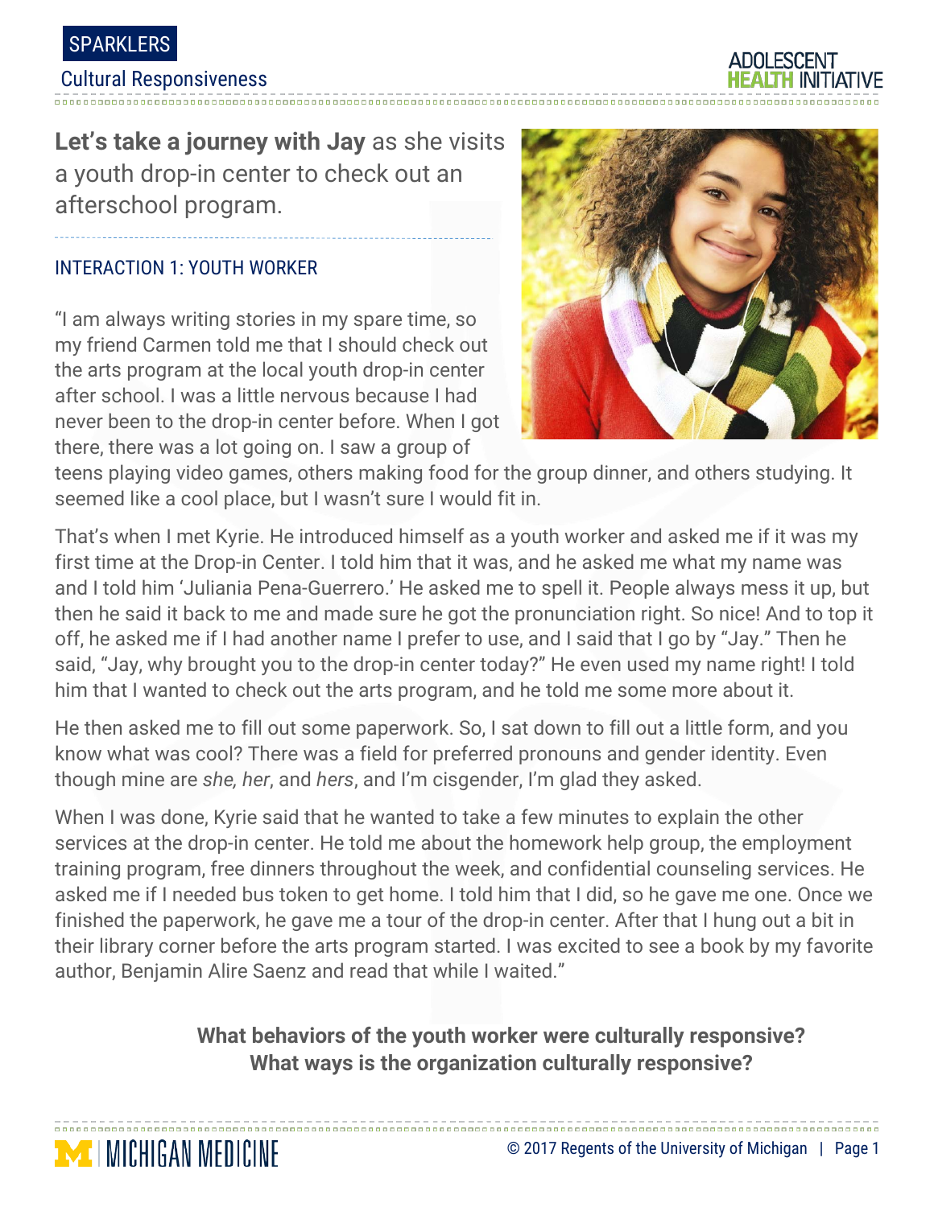SPARKLERS

Cultural Responsiveness

**Let's take a journey with Jay** as she visits a youth drop-in center to check out an afterschool program.

## INTERACTION 1: YOUTH WORKER

"I am always writing stories in my spare time, so my friend Carmen told me that I should check out the arts program at the local youth drop-in center after school. I was a little nervous because I had never been to the drop-in center before. When I got there, there was a lot going on. I saw a group of teens playing video games, others making food for the group dinner, and others studying. It seemed like a cool place, but I wasn't sure I would fit in.

That's when I met Kyrie. He introduced himself as a youth worker and asked me if it was my first time at the Drop-in Center. I told him that it was, and he asked me what my name was and I told him 'Juliania Pena-Guerrero.' He asked me to spell it. People always mess it up, but then he said it back to me and made sure he got the pronunciation right. So nice! And to top it off, he asked me if I had another name I prefer to use, and I said that I go by "Jay." Then he said, "Jay, why brought you to the drop-in center today?" He even used my name right! I told him that I wanted to check out the arts program, and he told me some more about it.

He then asked me to fill out some paperwork. So, I sat down to fill out a little form, and you know what was cool? There was a field for preferred pronouns and gender identity. Even though mine are *she, her*, and *hers*, and I'm cisgender, I'm glad they asked.

When I was done, Kyrie said that he wanted to take a few minutes to explain the other services at the drop-in center. He told me about the homework help group, the employment training program, free dinners throughout the week, and confidential counseling services. He asked me if I needed bus token to get home. I told him that I did, so he gave me one. Once we finished the paperwork, he gave me a tour of the drop-in center. After that I hung out a bit in their library corner before the arts program started. I was excited to see a book by my favorite author, Benjamin Alire Saenz and read that while I waited."

**What behaviors of the youth worker were culturally responsive?**
**What ways is the organization culturally responsive?**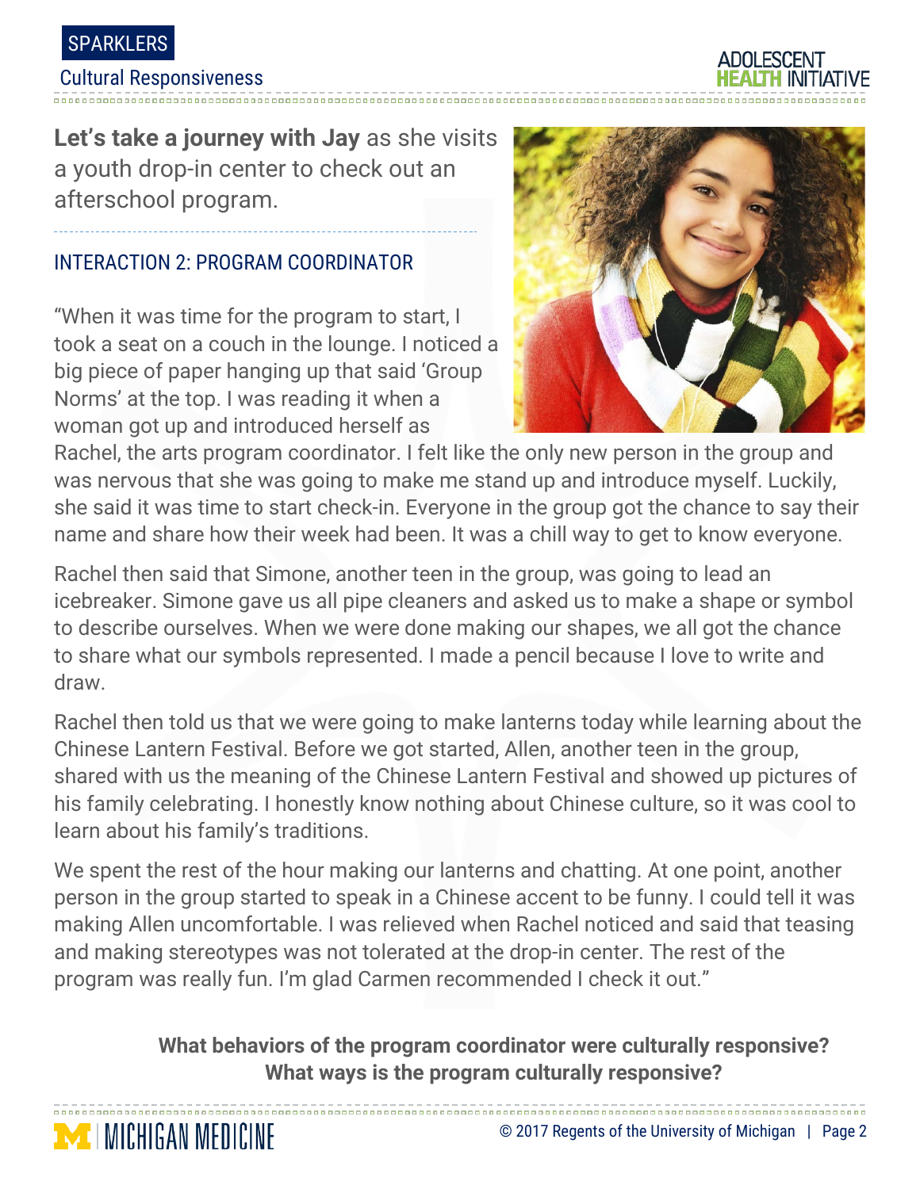**Let's take a journey with Jay** as she visits a youth drop-in center to check out an afterschool program.

## INTERACTION 2: PROGRAM COORDINATOR

"When it was time for the program to start, I took a seat on a couch in the lounge. I noticed a big piece of paper hanging up that said 'Group Norms' at the top. I was reading it when a woman got up and introduced herself as Rachel, the arts program coordinator. I felt like the only new person in the group and was nervous that she was going to make me stand up and introduce myself. Luckily, she said it was time to start check-in. Everyone in the group got the chance to say their name and share how their week had been. It was a chill way to get to know everyone.

Rachel then said that Simone, another teen in the group, was going to lead an icebreaker. Simone gave us all pipe cleaners and asked us to make a shape or symbol to describe ourselves. When we were done making our shapes, we all got the chance to share what our symbols represented. I made a pencil because I love to write and draw.

Rachel then told us that we were going to make lanterns today while learning about the Chinese Lantern Festival. Before we got started, Allen, another teen in the group, shared with us the meaning of the Chinese Lantern Festival and showed up pictures of his family celebrating. I honestly know nothing about Chinese culture, so it was cool to learn about his family's traditions.

We spent the rest of the hour making our lanterns and chatting. At one point, another person in the group started to speak in a Chinese accent to be funny. I could tell it was making Allen uncomfortable. I was relieved when Rachel noticed and said that teasing and making stereotypes was not tolerated at the drop-in center. The rest of the program was really fun. I'm glad Carmen recommended I check it out."

**What behaviors of the program coordinator were culturally responsive? What ways is the program culturally responsive?**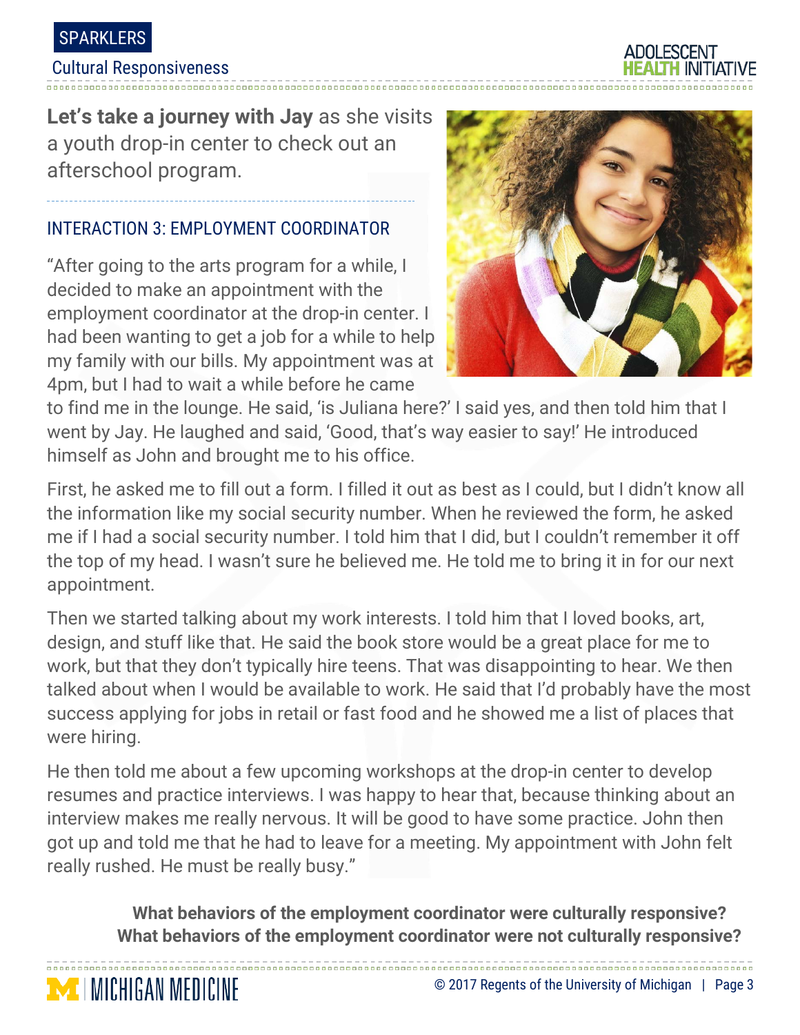**Let's take a journey with Jay** as she visits a youth drop-in center to check out an afterschool program.

## INTERACTION 3: EMPLOYMENT COORDINATOR

"After going to the arts program for a while, I decided to make an appointment with the employment coordinator at the drop-in center. I had been wanting to get a job for a while to help my family with our bills. My appointment was at 4pm, but I had to wait a while before he came to find me in the lounge. He said, 'is Juliana here?' I said yes, and then told him that I went by Jay. He laughed and said, 'Good, that's way easier to say!' He introduced himself as John and brought me to his office.

First, he asked me to fill out a form. I filled it out as best as I could, but I didn't know all the information like my social security number. When he reviewed the form, he asked me if I had a social security number. I told him that I did, but I couldn't remember it off the top of my head. I wasn't sure he believed me. He told me to bring it in for our next appointment.

Then we started talking about my work interests. I told him that I loved books, art, design, and stuff like that. He said the book store would be a great place for me to work, but that they don't typically hire teens. That was disappointing to hear. We then talked about when I would be available to work. He said that I'd probably have the most success applying for jobs in retail or fast food and he showed me a list of places that were hiring.

He then told me about a few upcoming workshops at the drop-in center to develop resumes and practice interviews. I was happy to hear that, because thinking about an interview makes me really nervous. It will be good to have some practice. John then got up and told me that he had to leave for a meeting. My appointment with John felt really rushed. He must be really busy."

**What behaviors of the employment coordinator were culturally responsive?**
**What behaviors of the employment coordinator were not culturally responsive?**